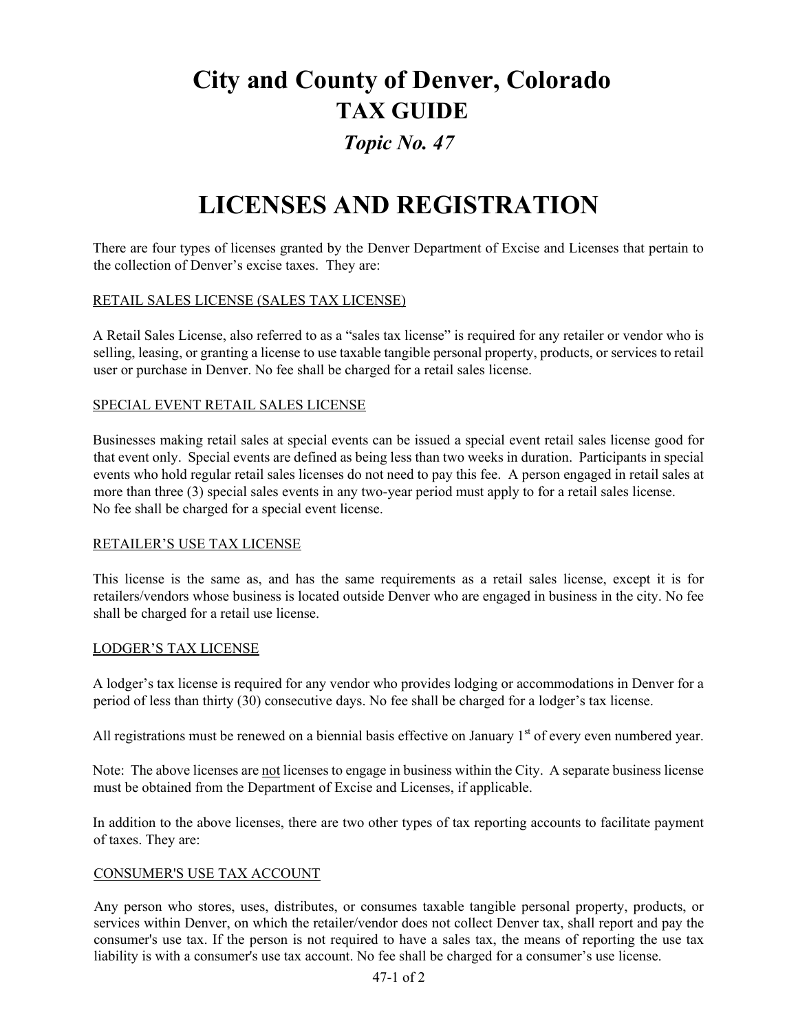# City and County of Denver, Colorado
## TAX GUIDE
### *Topic No. 47*

# LICENSES AND REGISTRATION

There are four types of licenses granted by the Denver Department of Excise and Licenses that pertain to the collection of Denver's excise taxes. They are:

<u>RETAIL SALES LICENSE (SALES TAX LICENSE)</u>

A Retail Sales License, also referred to as a "sales tax license" is required for any retailer or vendor who is selling, leasing, or granting a license to use taxable tangible personal property, products, or services to retail user or purchase in Denver. No fee shall be charged for a retail sales license.

<u>SPECIAL EVENT RETAIL SALES LICENSE</u>

Businesses making retail sales at special events can be issued a special event retail sales license good for that event only. Special events are defined as being less than two weeks in duration. Participants in special events who hold regular retail sales licenses do not need to pay this fee. A person engaged in retail sales at more than three (3) special sales events in any two-year period must apply to for a retail sales license. No fee shall be charged for a special event license.

<u>RETAILER'S USE TAX LICENSE</u>

This license is the same as, and has the same requirements as a retail sales license, except it is for retailers/vendors whose business is located outside Denver who are engaged in business in the city. No fee shall be charged for a retail use license.

<u>LODGER'S TAX LICENSE</u>

A lodger's tax license is required for any vendor who provides lodging or accommodations in Denver for a period of less than thirty (30) consecutive days. No fee shall be charged for a lodger's tax license.

All registrations must be renewed on a biennial basis effective on January 1st of every even numbered year.

Note: The above licenses are <u>not</u> licenses to engage in business within the City. A separate business license must be obtained from the Department of Excise and Licenses, if applicable.

In addition to the above licenses, there are two other types of tax reporting accounts to facilitate payment of taxes. They are:

<u>CONSUMER'S USE TAX ACCOUNT</u>

Any person who stores, uses, distributes, or consumes taxable tangible personal property, products, or services within Denver, on which the retailer/vendor does not collect Denver tax, shall report and pay the consumer's use tax. If the person is not required to have a sales tax, the means of reporting the use tax liability is with a consumer's use tax account. No fee shall be charged for a consumer's use license.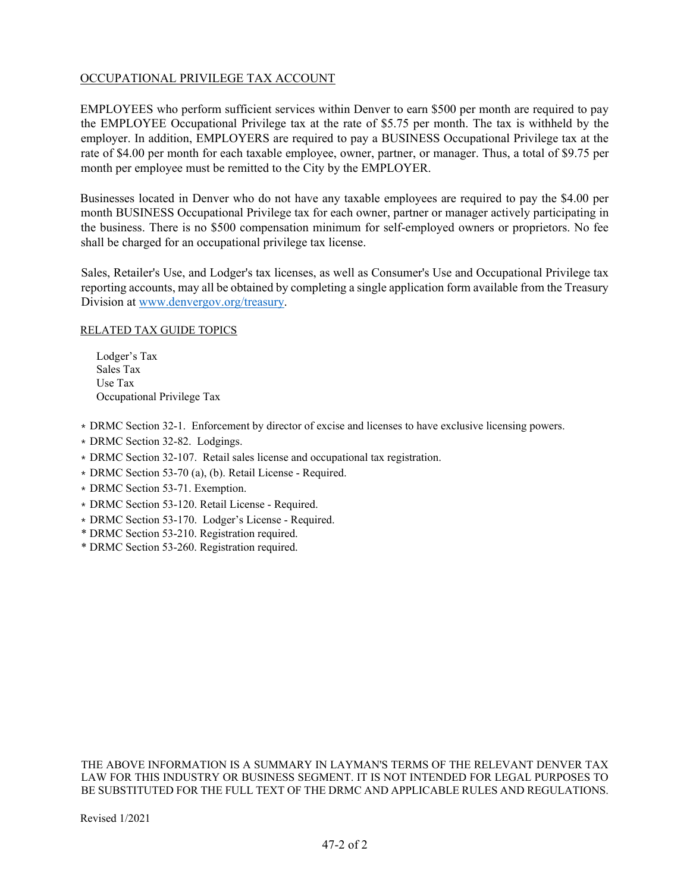## OCCUPATIONAL PRIVILEGE TAX ACCOUNT

EMPLOYEES who perform sufficient services within Denver to earn $500 per month are required to pay the EMPLOYEE Occupational Privilege tax at the rate of $5.75 per month. The tax is withheld by the employer. In addition, EMPLOYERS are required to pay a BUSINESS Occupational Privilege tax at the rate of $4.00 per month for each taxable employee, owner, partner, or manager. Thus, a total of $9.75 per month per employee must be remitted to the City by the EMPLOYER.

Businesses located in Denver who do not have any taxable employees are required to pay the $4.00 per month BUSINESS Occupational Privilege tax for each owner, partner or manager actively participating in the business. There is no $500 compensation minimum for self-employed owners or proprietors. No fee shall be charged for an occupational privilege tax license.

Sales, Retailer's Use, and Lodger's tax licenses, as well as Consumer's Use and Occupational Privilege tax reporting accounts, may all be obtained by completing a single application form available from the Treasury Division at www.denvergov.org/treasury.

## RELATED TAX GUIDE TOPICS

Lodger's Tax
Sales Tax
Use Tax
Occupational Privilege Tax

* DRMC Section 32-1. Enforcement by director of excise and licenses to have exclusive licensing powers.
* DRMC Section 32-82. Lodgings.
* DRMC Section 32-107. Retail sales license and occupational tax registration.
* DRMC Section 53-70 (a), (b). Retail License - Required.
* DRMC Section 53-71. Exemption.
* DRMC Section 53-120. Retail License - Required.
* DRMC Section 53-170. Lodger's License - Required.
* DRMC Section 53-210. Registration required.
* DRMC Section 53-260. Registration required.

THE ABOVE INFORMATION IS A SUMMARY IN LAYMAN'S TERMS OF THE RELEVANT DENVER TAX LAW FOR THIS INDUSTRY OR BUSINESS SEGMENT. IT IS NOT INTENDED FOR LEGAL PURPOSES TO BE SUBSTITUTED FOR THE FULL TEXT OF THE DRMC AND APPLICABLE RULES AND REGULATIONS.

Revised 1/2021